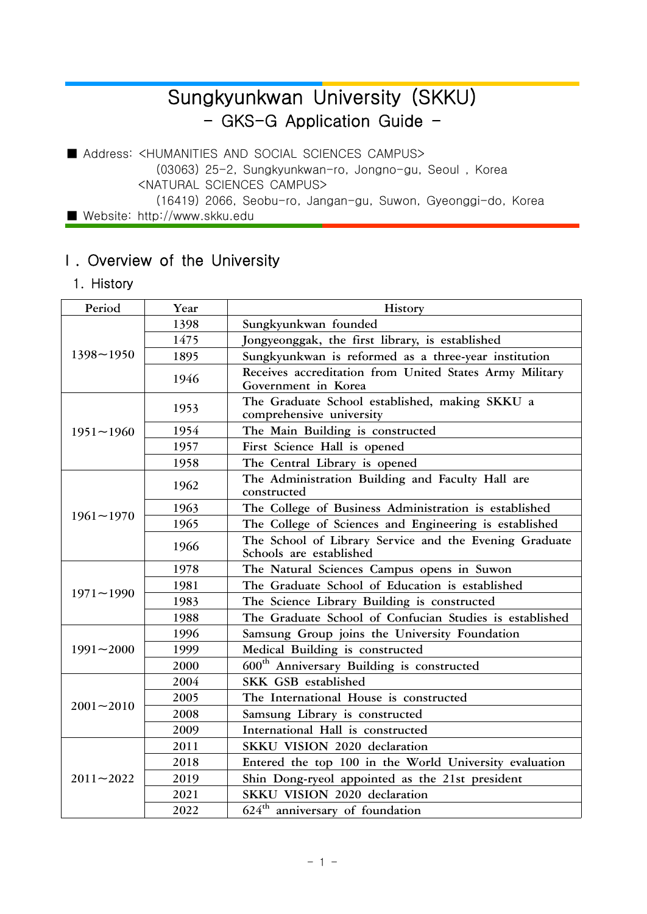# Sungkyunkwan University (SKKU)
## - GKS-G Application Guide -

■ Address: <HUMANITIES AND SOCIAL SCIENCES CAMPUS>
(03063) 25-2, Sungkyunkwan-ro, Jongno-gu, Seoul , Korea
<NATURAL SCIENCES CAMPUS>
(16419) 2066, Seobu-ro, Jangan-gu, Suwon, Gyeonggi-do, Korea
■ Website: http://www.skku.edu

## Ⅰ. Overview of the University

### 1. History

| Period | Year | History |
|---|---|---|
| 1398～1950 | 1398 | Sungkyunkwan founded |
| | 1475 | Jongyeonggak, the first library, is established |
| | 1895 | Sungkyunkwan is reformed as a three-year institution |
| | 1946 | Receives accreditation from United States Army Military Government in Korea |
| 1951～1960 | 1953 | The Graduate School established, making SKKU a comprehensive university |
| | 1954 | The Main Building is constructed |
| | 1957 | First Science Hall is opened |
| | 1958 | The Central Library is opened |
| 1961～1970 | 1962 | The Administration Building and Faculty Hall are constructed |
| | 1963 | The College of Business Administration is established |
| | 1965 | The College of Sciences and Engineering is established |
| | 1966 | The School of Library Service and the Evening Graduate Schools are established |
| 1971～1990 | 1978 | The Natural Sciences Campus opens in Suwon |
| | 1981 | The Graduate School of Education is established |
| | 1983 | The Science Library Building is constructed |
| | 1988 | The Graduate School of Confucian Studies is established |
| 1991～2000 | 1996 | Samsung Group joins the University Foundation |
| | 1999 | Medical Building is constructed |
| | 2000 | 600th Anniversary Building is constructed |
| 2001～2010 | 2004 | SKK GSB established |
| | 2005 | The International House is constructed |
| | 2008 | Samsung Library is constructed |
| | 2009 | International Hall is constructed |
| 2011～2022 | 2011 | SKKU VISION 2020 declaration |
| | 2018 | Entered the top 100 in the World University evaluation |
| | 2019 | Shin Dong-ryeol appointed as the 21st president |
| | 2021 | SKKU VISION 2020 declaration |
| | 2022 | 624th anniversary of foundation |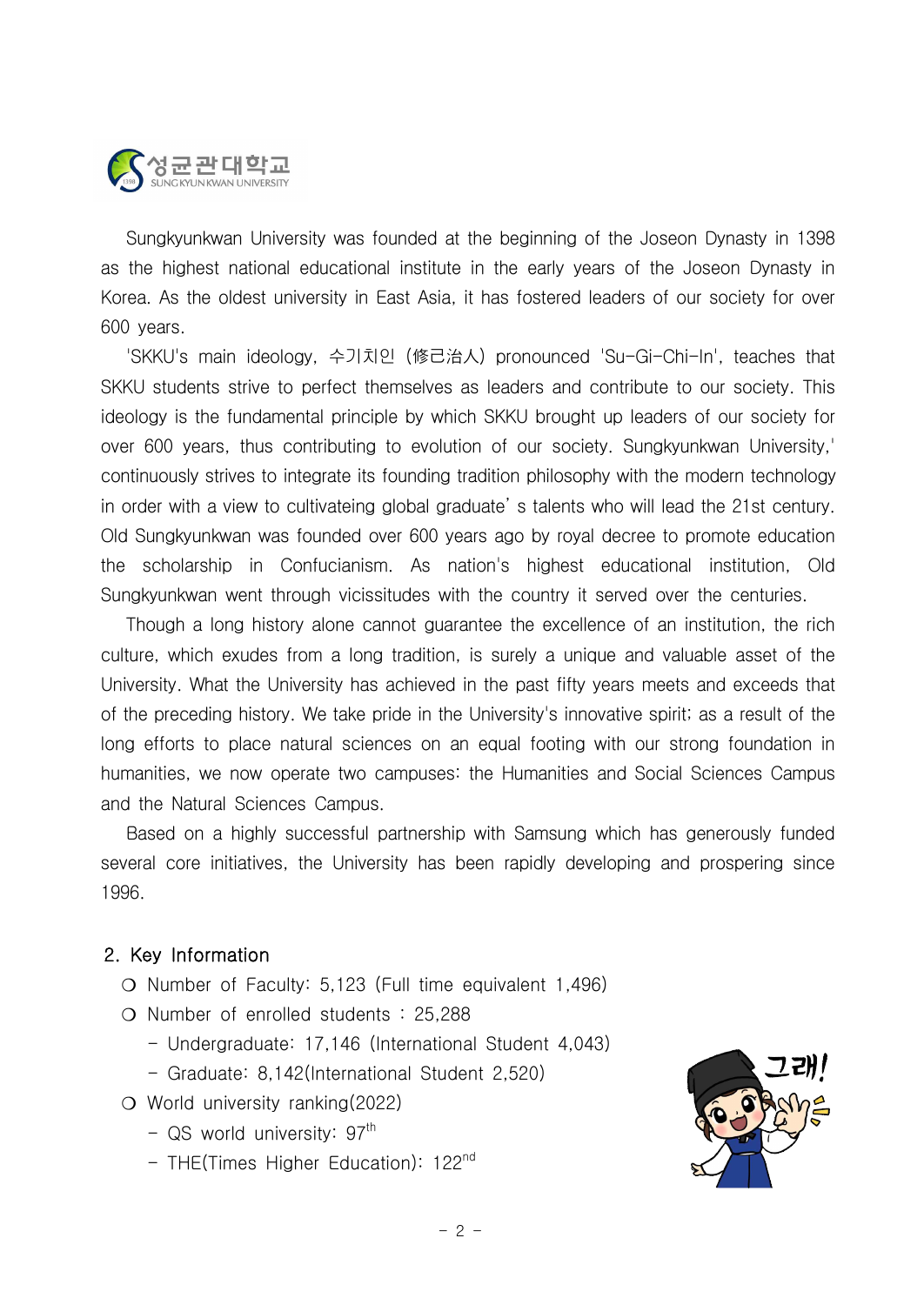Sungkyunkwan University was founded at the beginning of the Joseon Dynasty in 1398 as the highest national educational institute in the early years of the Joseon Dynasty in Korea. As the oldest university in East Asia, it has fostered leaders of our society for over 600 years.

'SKKU's main ideology, 수기치인 (修己治人) pronounced 'Su-Gi-Chi-In', teaches that SKKU students strive to perfect themselves as leaders and contribute to our society. This ideology is the fundamental principle by which SKKU brought up leaders of our society for over 600 years, thus contributing to evolution of our society. Sungkyunkwan University,' continuously strives to integrate its founding tradition philosophy with the modern technology in order with a view to cultivateing global graduate' s talents who will lead the 21st century. Old Sungkyunkwan was founded over 600 years ago by royal decree to promote education the scholarship in Confucianism. As nation's highest educational institution, Old Sungkyunkwan went through vicissitudes with the country it served over the centuries.

Though a long history alone cannot guarantee the excellence of an institution, the rich culture, which exudes from a long tradition, is surely a unique and valuable asset of the University. What the University has achieved in the past fifty years meets and exceeds that of the preceding history. We take pride in the University's innovative spirit; as a result of the long efforts to place natural sciences on an equal footing with our strong foundation in humanities, we now operate two campuses: the Humanities and Social Sciences Campus and the Natural Sciences Campus.

Based on a highly successful partnership with Samsung which has generously funded several core initiatives, the University has been rapidly developing and prospering since 1996.

## 2. Key Information

- Number of Faculty: 5,123 (Full time equivalent 1,496)
- Number of enrolled students : 25,288
  - Undergraduate: 17,146 (International Student 4,043)
  - Graduate: 8,142(International Student 2,520)
- World university ranking(2022)
  - QS world university: 97th
  - THE(Times Higher Education): 122nd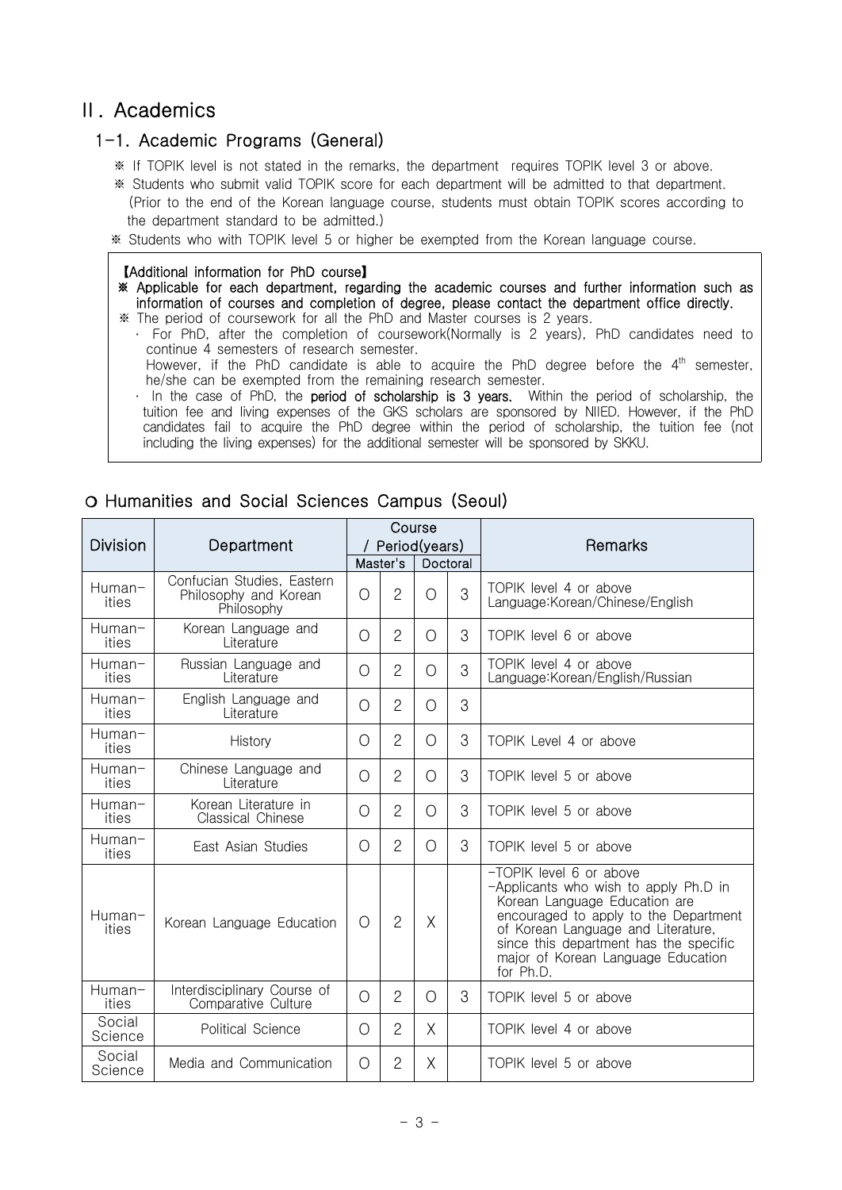# Ⅱ. Academics

## 1-1. Academic Programs (General)

※ If TOPIK level is not stated in the remarks, the department requires TOPIK level 3 or above.

※ Students who submit valid TOPIK score for each department will be admitted to that department. (Prior to the end of the Korean language course, students must obtain TOPIK scores according to the department standard to be admitted.)

※ Students who with TOPIK level 5 or higher be exempted from the Korean language course.

> **【Additional information for PhD course】**
>
> **※ Applicable for each department, regarding the academic courses and further information such as information of courses and completion of degree, please contact the department office directly.**
>
> ※ The period of coursework for all the PhD and Master courses is 2 years.
>
> · For PhD, after the completion of coursework(Normally is 2 years), PhD candidates need to continue 4 semesters of research semester.
> However, if the PhD candidate is able to acquire the PhD degree before the 4th semester, he/she can be exempted from the remaining research semester.
>
> · In the case of PhD, the **period of scholarship is 3 years.** Within the period of scholarship, the tuition fee and living expenses of the GKS scholars are sponsored by NIIED. However, if the PhD candidates fail to acquire the PhD degree within the period of scholarship, the tuition fee (not including the living expenses) for the additional semester will be sponsored by SKKU.

### ○ Humanities and Social Sciences Campus (Seoul)

| Division | Department | Course / Period(years) | | | | Remarks |
|---|---|---|---|---|---|---|
| | | Master's | | Doctoral | | |
| Human-ities | Confucian Studies, Eastern Philosophy and Korean Philosophy | O | 2 | O | 3 | TOPIK level 4 or above<br>Language:Korean/Chinese/English |
| Human-ities | Korean Language and Literature | O | 2 | O | 3 | TOPIK level 6 or above |
| Human-ities | Russian Language and Literature | O | 2 | O | 3 | TOPIK level 4 or above<br>Language:Korean/English/Russian |
| Human-ities | English Language and Literature | O | 2 | O | 3 | |
| Human-ities | History | O | 2 | O | 3 | TOPIK Level 4 or above |
| Human-ities | Chinese Language and Literature | O | 2 | O | 3 | TOPIK level 5 or above |
| Human-ities | Korean Literature in Classical Chinese | O | 2 | O | 3 | TOPIK level 5 or above |
| Human-ities | East Asian Studies | O | 2 | O | 3 | TOPIK level 5 or above |
| Human-ities | Korean Language Education | O | 2 | X | | -TOPIK level 6 or above<br>-Applicants who wish to apply Ph.D in Korean Language Education are encouraged to apply to the Department of Korean Language and Literature, since this department has the specific major of Korean Language Education for Ph.D. |
| Human-ities | Interdisciplinary Course of Comparative Culture | O | 2 | O | 3 | TOPIK level 5 or above |
| Social Science | Political Science | O | 2 | X | | TOPIK level 4 or above |
| Social Science | Media and Communication | O | 2 | X | | TOPIK level 5 or above |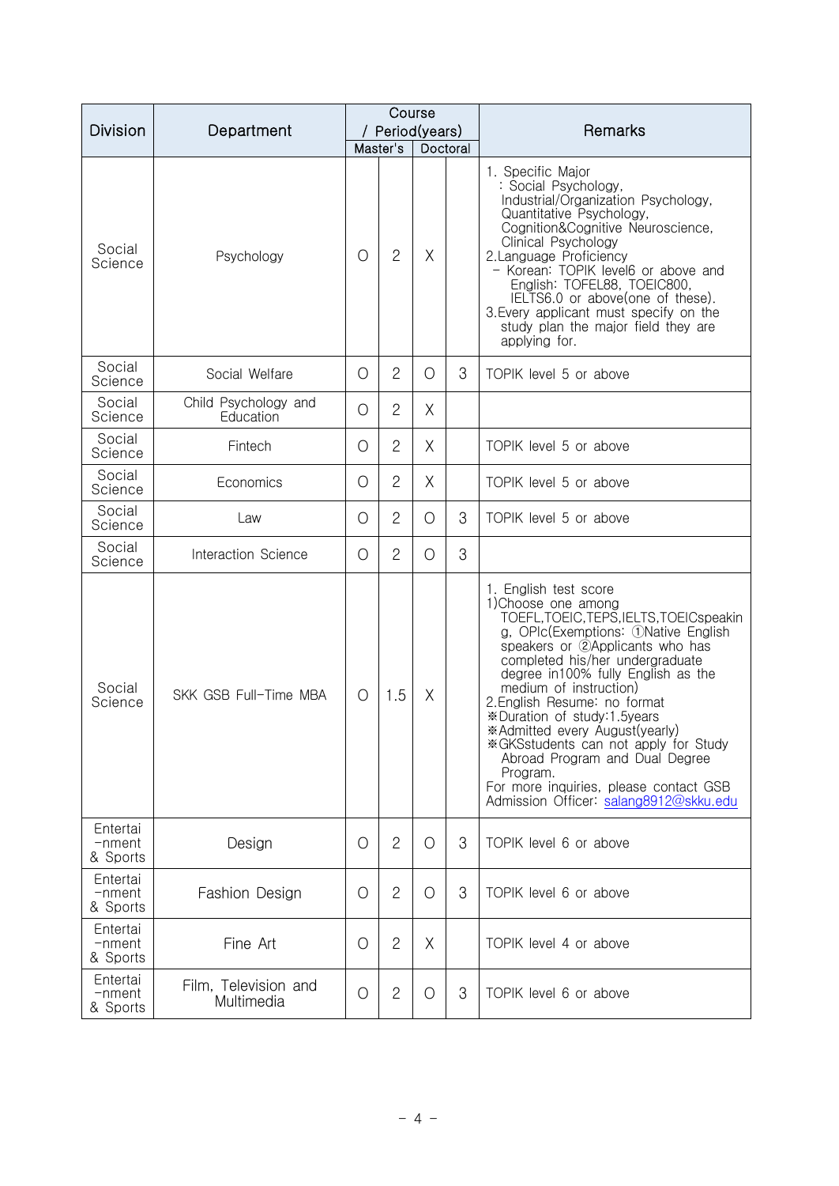| Division | Department | Course / Period(years) | | | | Remarks |
|---|---|---|---|---|---|---|
| | | Master's | | Doctoral | | |
| Social Science | Psychology | O | 2 | X | | 1. Specific Major : Social Psychology, Industrial/Organization Psychology, Quantitative Psychology, Cognition&Cognitive Neuroscience, Clinical Psychology<br>2.Language Proficiency - Korean: TOPIK level6 or above and English: TOFEL88, TOEIC800, IELTS6.0 or above(one of these).<br>3.Every applicant must specify on the study plan the major field they are applying for. |
| Social Science | Social Welfare | O | 2 | O | 3 | TOPIK level 5 or above |
| Social Science | Child Psychology and Education | O | 2 | X | | |
| Social Science | Fintech | O | 2 | X | | TOPIK level 5 or above |
| Social Science | Economics | O | 2 | X | | TOPIK level 5 or above |
| Social Science | Law | O | 2 | O | 3 | TOPIK level 5 or above |
| Social Science | Interaction Science | O | 2 | O | 3 | |
| Social Science | SKK GSB Full-Time MBA | O | 1.5 | X | | 1. English test score<br>1)Choose one among TOEFL,TOEIC,TEPS,IELTS,TOEICspeaking, OPIc(Exemptions: ①Native English speakers or ②Applicants who has completed his/her undergraduate degree in100% fully English as the medium of instruction)<br>2.English Resume: no format<br>※Duration of study:1.5years<br>※Admitted every August(yearly)<br>※GKSstudents can not apply for Study Abroad Program and Dual Degree Program.<br>For more inquiries, please contact GSB Admission Officer: salang8912@skku.edu |
| Entertai-nment & Sports | Design | O | 2 | O | 3 | TOPIK level 6 or above |
| Entertai-nment & Sports | Fashion Design | O | 2 | O | 3 | TOPIK level 6 or above |
| Entertai-nment & Sports | Fine Art | O | 2 | X | | TOPIK level 4 or above |
| Entertai-nment & Sports | Film, Television and Multimedia | O | 2 | O | 3 | TOPIK level 6 or above |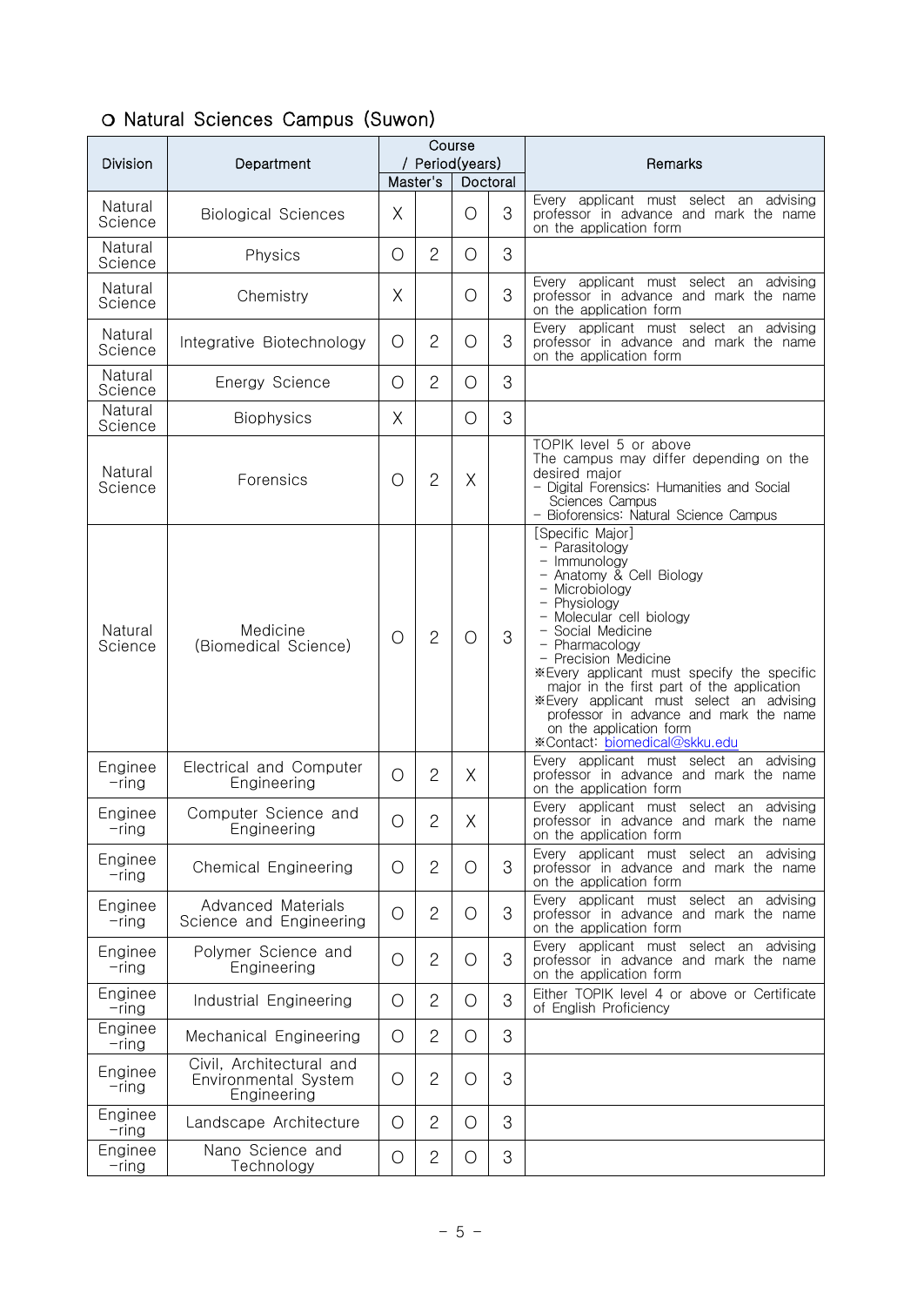## ○ Natural Sciences Campus (Suwon)

| Division | Department | Course / Period(years) | | | | Remarks |
|---|---|---|---|---|---|---|
| | | Master's | | Doctoral | | |
| Natural Science | Biological Sciences | X | | O | 3 | Every applicant must select an advising professor in advance and mark the name on the application form |
| Natural Science | Physics | O | 2 | O | 3 | |
| Natural Science | Chemistry | X | | O | 3 | Every applicant must select an advising professor in advance and mark the name on the application form |
| Natural Science | Integrative Biotechnology | O | 2 | O | 3 | Every applicant must select an advising professor in advance and mark the name on the application form |
| Natural Science | Energy Science | O | 2 | O | 3 | |
| Natural Science | Biophysics | X | | O | 3 | |
| Natural Science | Forensics | O | 2 | X | | TOPIK level 5 or above<br>The campus may differ depending on the desired major<br>- Digital Forensics: Humanities and Social Sciences Campus<br>- Bioforensics: Natural Science Campus |
| Natural Science | Medicine (Biomedical Science) | O | 2 | O | 3 | [Specific Major]<br>- Parasitology<br>- Immunology<br>- Anatomy & Cell Biology<br>- Microbiology<br>- Physiology<br>- Molecular cell biology<br>- Social Medicine<br>- Pharmacology<br>- Precision Medicine<br>※Every applicant must specify the specific major in the first part of the application<br>※Every applicant must select an advising professor in advance and mark the name on the application form<br>※Contact: biomedical@skku.edu |
| Engineering | Electrical and Computer Engineering | O | 2 | X | | Every applicant must select an advising professor in advance and mark the name on the application form |
| Engineering | Computer Science and Engineering | O | 2 | X | | Every applicant must select an advising professor in advance and mark the name on the application form |
| Engineering | Chemical Engineering | O | 2 | O | 3 | Every applicant must select an advising professor in advance and mark the name on the application form |
| Engineering | Advanced Materials Science and Engineering | O | 2 | O | 3 | Every applicant must select an advising professor in advance and mark the name on the application form |
| Engineering | Polymer Science and Engineering | O | 2 | O | 3 | Every applicant must select an advising professor in advance and mark the name on the application form |
| Engineering | Industrial Engineering | O | 2 | O | 3 | Either TOPIK level 4 or above or Certificate of English Proficiency |
| Engineering | Mechanical Engineering | O | 2 | O | 3 | |
| Engineering | Civil, Architectural and Environmental System Engineering | O | 2 | O | 3 | |
| Engineering | Landscape Architecture | O | 2 | O | 3 | |
| Engineering | Nano Science and Technology | O | 2 | O | 3 | |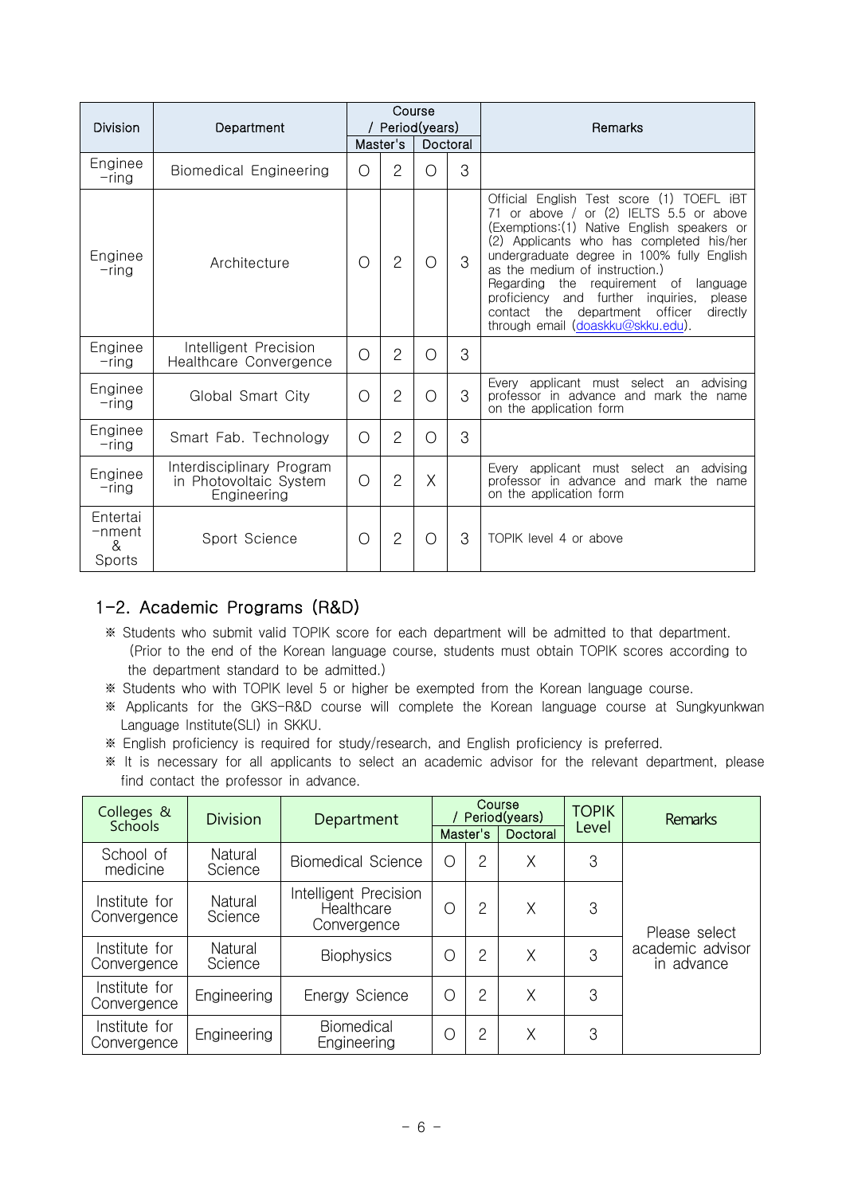| Division | Department | Course / Period(years) | | | | Remarks |
|---|---|---|---|---|---|---|
| | | Master's | | Doctoral | | |
| Enginee-ring | Biomedical Engineering | O | 2 | O | 3 | |
| Enginee-ring | Architecture | O | 2 | O | 3 | Official English Test score (1) TOEFL iBT 71 or above / or (2) IELTS 5.5 or above (Exemptions:(1) Native English speakers or (2) Applicants who has completed his/her undergraduate degree in 100% fully English as the medium of instruction.) Regarding the requirement of language proficiency and further inquiries, please contact the department officer directly through email (doaskku@skku.edu). |
| Enginee-ring | Intelligent Precision Healthcare Convergence | O | 2 | O | 3 | |
| Enginee-ring | Global Smart City | O | 2 | O | 3 | Every applicant must select an advising professor in advance and mark the name on the application form |
| Enginee-ring | Smart Fab. Technology | O | 2 | O | 3 | |
| Enginee-ring | Interdisciplinary Program in Photovoltaic System Engineering | O | 2 | X | | Every applicant must select an advising professor in advance and mark the name on the application form |
| Entertai-nment & Sports | Sport Science | O | 2 | O | 3 | TOPIK level 4 or above |

## 1-2. Academic Programs (R&D)

※ Students who submit valid TOPIK score for each department will be admitted to that department. (Prior to the end of the Korean language course, students must obtain TOPIK scores according to the department standard to be admitted.)

※ Students who with TOPIK level 5 or higher be exempted from the Korean language course.

※ Applicants for the GKS-R&D course will complete the Korean language course at Sungkyunkwan Language Institute(SLI) in SKKU.

※ English proficiency is required for study/research, and English proficiency is preferred.

※ It is necessary for all applicants to select an academic advisor for the relevant department, please find contact the professor in advance.

| Colleges & Schools | Division | Department | Course / Period(years) | | | TOPIK Level | Remarks |
|---|---|---|---|---|---|---|---|
| | | | Master's | | Doctoral | | |
| School of medicine | Natural Science | Biomedical Science | O | 2 | X | 3 | Please select academic advisor in advance |
| Institute for Convergence | Natural Science | Intelligent Precision Healthcare Convergence | O | 2 | X | 3 | |
| Institute for Convergence | Natural Science | Biophysics | O | 2 | X | 3 | |
| Institute for Convergence | Engineering | Energy Science | O | 2 | X | 3 | |
| Institute for Convergence | Engineering | Biomedical Engineering | O | 2 | X | 3 | |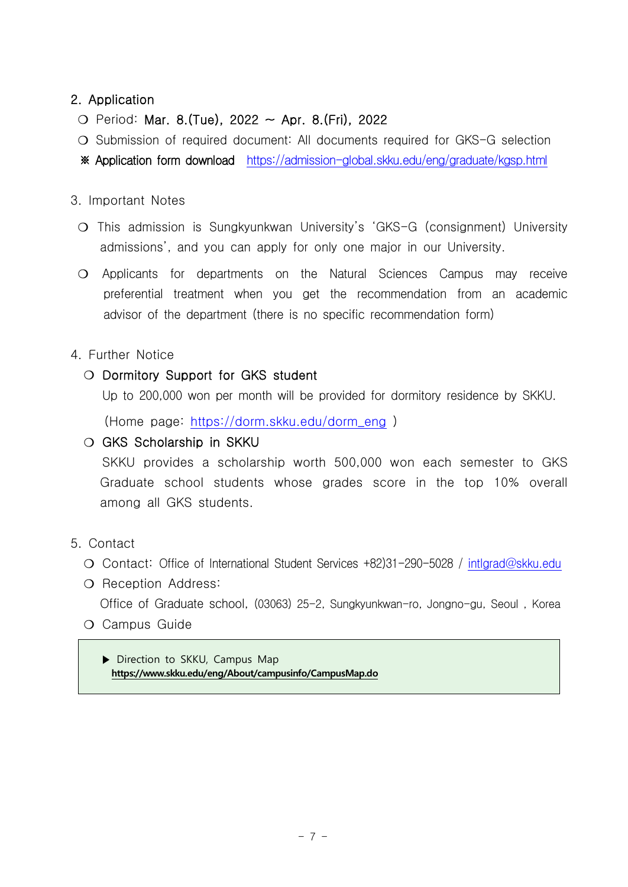## 2. Application

- ❍ Period: **Mar. 8.(Tue), 2022 ~ Apr. 8.(Fri), 2022**
- ❍ Submission of required document: All documents required for GKS-G selection

※ **Application form download** https://admission-global.skku.edu/eng/graduate/kgsp.html

## 3. Important Notes

- ❍ This admission is Sungkyunkwan University's 'GKS-G (consignment) University admissions', and you can apply for only one major in our University.
- ❍ Applicants for departments on the Natural Sciences Campus may receive preferential treatment when you get the recommendation from an academic advisor of the department (there is no specific recommendation form)

## 4. Further Notice

- ❍ **Dormitory Support for GKS student**

  Up to 200,000 won per month will be provided for dormitory residence by SKKU.

  (Home page: https://dorm.skku.edu/dorm_eng )

- ❍ **GKS Scholarship in SKKU**

  SKKU provides a scholarship worth 500,000 won each semester to GKS Graduate school students whose grades score in the top 10% overall among all GKS students.

## 5. Contact

- ❍ Contact: Office of International Student Services +82)31-290-5028 / intlgrad@skku.edu
- ❍ Reception Address:

  Office of Graduate school, (03063) 25-2, Sungkyunkwan-ro, Jongno-gu, Seoul , Korea

- ❍ Campus Guide

> ▶ Direction to SKKU, Campus Map
> **https://www.skku.edu/eng/About/campusinfo/CampusMap.do**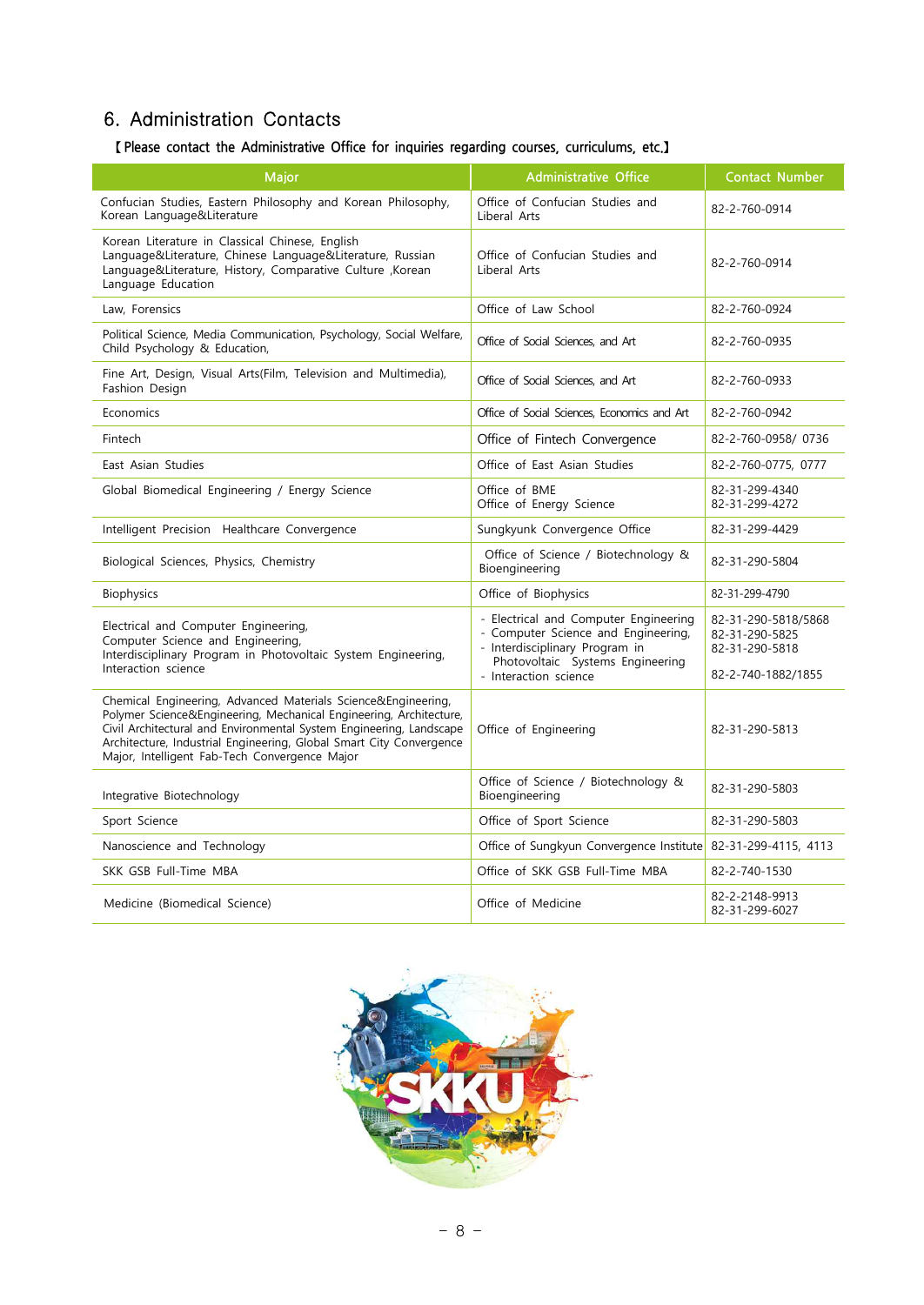## 6. Administration Contacts

【Please contact the Administrative Office for inquiries regarding courses, curriculums, etc.】

| Major | Administrative Office | Contact Number |
|---|---|---|
| Confucian Studies, Eastern Philosophy and Korean Philosophy, Korean Language&Literature | Office of Confucian Studies and Liberal Arts | 82-2-760-0914 |
| Korean Literature in Classical Chinese, English Language&Literature, Chinese Language&Literature, Russian Language&Literature, History, Comparative Culture ,Korean Language Education | Office of Confucian Studies and Liberal Arts | 82-2-760-0914 |
| Law, Forensics | Office of Law School | 82-2-760-0924 |
| Political Science, Media Communication, Psychology, Social Welfare, Child Psychology & Education, | Office of Social Sciences, and Art | 82-2-760-0935 |
| Fine Art, Design, Visual Arts(Film, Television and Multimedia), Fashion Design | Office of Social Sciences, and Art | 82-2-760-0933 |
| Economics | Office of Social Sciences, Economics and Art | 82-2-760-0942 |
| Fintech | Office of Fintech Convergence | 82-2-760-0958/ 0736 |
| East Asian Studies | Office of East Asian Studies | 82-2-760-0775, 0777 |
| Global Biomedical Engineering / Energy Science | Office of BME<br>Office of Energy Science | 82-31-299-4340<br>82-31-299-4272 |
| Intelligent Precision Healthcare Convergence | Sungkyunk Convergence Office | 82-31-299-4429 |
| Biological Sciences, Physics, Chemistry | Office of Science / Biotechnology & Bioengineering | 82-31-290-5804 |
| Biophysics | Office of Biophysics | 82-31-299-4790 |
| Electrical and Computer Engineering,<br>Computer Science and Engineering,<br>Interdisciplinary Program in Photovoltaic System Engineering,<br>Interaction science | - Electrical and Computer Engineering<br>- Computer Science and Engineering,<br>- Interdisciplinary Program in Photovoltaic Systems Engineering<br>- Interaction science | 82-31-290-5818/5868<br>82-31-290-5825<br>82-31-290-5818<br>82-2-740-1882/1855 |
| Chemical Engineering, Advanced Materials Science&Engineering, Polymer Science&Engineering, Mechanical Engineering, Architecture, Civil Architectural and Environmental System Engineering, Landscape Architecture, Industrial Engineering, Global Smart City Convergence Major, Intelligent Fab-Tech Convergence Major | Office of Engineering | 82-31-290-5813 |
| Integrative Biotechnology | Office of Science / Biotechnology & Bioengineering | 82-31-290-5803 |
| Sport Science | Office of Sport Science | 82-31-290-5803 |
| Nanoscience and Technology | Office of Sungkyun Convergence Institute | 82-31-299-4115, 4113 |
| SKK GSB Full-Time MBA | Office of SKK GSB Full-Time MBA | 82-2-740-1530 |
| Medicine (Biomedical Science) | Office of Medicine | 82-2-2148-9913<br>82-31-299-6027 |